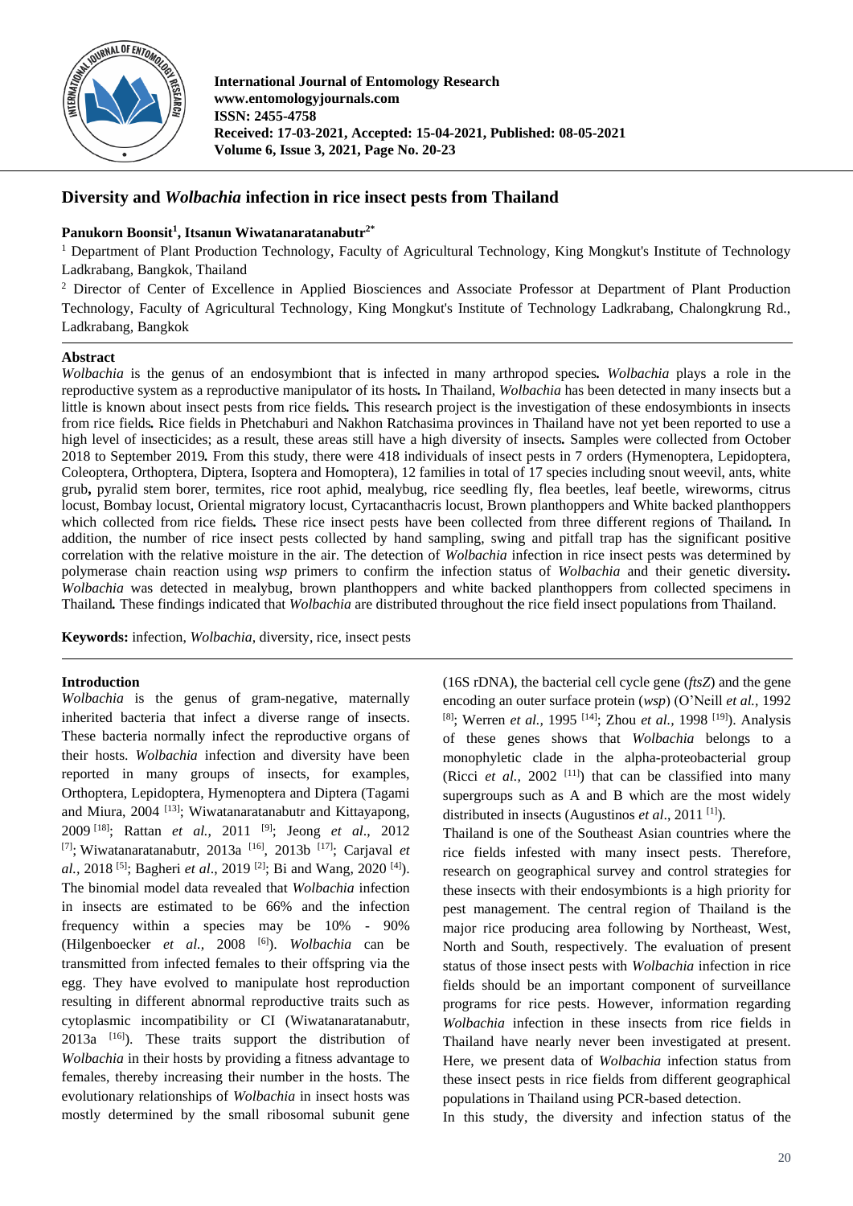# Diversity and *Wolbachia* infection in rice insect pests from Thailand

**Panukorn Boonsit[1], Itsanun Wiwatanaratanabutr[2*]**

[1] Department of Plant Production Technology, Faculty of Agricultural Technology, King Mongkut's Institute of Technology Ladkrabang, Bangkok, Thailand

[2] Director of Center of Excellence in Applied Biosciences and Associate Professor at Department of Plant Production Technology, Faculty of Agricultural Technology, King Mongkut's Institute of Technology Ladkrabang, Chalongkrung Rd., Ladkrabang, Bangkok

## Abstract

*Wolbachia* is the genus of an endosymbiont that is infected in many arthropod species. *Wolbachia* plays a role in the reproductive system as a reproductive manipulator of its hosts. In Thailand, *Wolbachia* has been detected in many insects but a little is known about insect pests from rice fields. This research project is the investigation of these endosymbionts in insects from rice fields. Rice fields in Phetchaburi and Nakhon Ratchasima provinces in Thailand have not yet been reported to use a high level of insecticides; as a result, these areas still have a high diversity of insects. Samples were collected from October 2018 to September 2019. From this study, there were 418 individuals of insect pests in 7 orders (Hymenoptera, Lepidoptera, Coleoptera, Orthoptera, Diptera, Isoptera and Homoptera), 12 families in total of 17 species including snout weevil, ants, white grub, pyralid stem borer, termites, rice root aphid, mealybug, rice seedling fly, flea beetles, leaf beetle, wireworms, citrus locust, Bombay locust, Oriental migratory locust, Cyrtacanthacris locust, Brown planthoppers and White backed planthoppers which collected from rice fields. These rice insect pests have been collected from three different regions of Thailand. In addition, the number of rice insect pests collected by hand sampling, swing and pitfall trap has the significant positive correlation with the relative moisture in the air. The detection of *Wolbachia* infection in rice insect pests was determined by polymerase chain reaction using *wsp* primers to confirm the infection status of *Wolbachia* and their genetic diversity. *Wolbachia* was detected in mealybug, brown planthoppers and white backed planthoppers from collected specimens in Thailand. These findings indicated that *Wolbachia* are distributed throughout the rice field insect populations from Thailand.

**Keywords:** infection, *Wolbachia*, diversity, rice, insect pests

## Introduction

*Wolbachia* is the genus of gram-negative, maternally inherited bacteria that infect a diverse range of insects. These bacteria normally infect the reproductive organs of their hosts. *Wolbachia* infection and diversity have been reported in many groups of insects, for examples, Orthoptera, Lepidoptera, Hymenoptera and Diptera (Tagami and Miura, 2004 [13]; Wiwatanaratanabutr and Kittayapong, 2009 [18]; Rattan *et al.*, 2011 [9]; Jeong *et al*., 2012 [7]; Wiwatanaratanabutr, 2013a [16], 2013b [17]; Carjaval *et al.*, 2018 [5]; Bagheri *et al*., 2019 [2]; Bi and Wang, 2020 [4]). The binomial model data revealed that *Wolbachia* infection in insects are estimated to be 66% and the infection frequency within a species may be 10% - 90% (Hilgenboecker *et al.*, 2008 [6]). *Wolbachia* can be transmitted from infected females to their offspring via the egg. They have evolved to manipulate host reproduction resulting in different abnormal reproductive traits such as cytoplasmic incompatibility or CI (Wiwatanaratanabutr, 2013a [16]). These traits support the distribution of *Wolbachia* in their hosts by providing a fitness advantage to females, thereby increasing their number in the hosts. The evolutionary relationships of *Wolbachia* in insect hosts was mostly determined by the small ribosomal subunit gene (16S rDNA), the bacterial cell cycle gene (*ftsZ*) and the gene encoding an outer surface protein (*wsp*) (O'Neill *et al.*, 1992 [8]; Werren *et al.*, 1995 [14]; Zhou *et al.*, 1998 [19]). Analysis of these genes shows that *Wolbachia* belongs to a monophyletic clade in the alpha-proteobacterial group (Ricci *et al.*, 2002 [11]) that can be classified into many supergroups such as A and B which are the most widely distributed in insects (Augustinos *et al*., 2011 [1]).

Thailand is one of the Southeast Asian countries where the rice fields infested with many insect pests. Therefore, research on geographical survey and control strategies for these insects with their endosymbionts is a high priority for pest management. The central region of Thailand is the major rice producing area following by Northeast, West, North and South, respectively. The evaluation of present status of those insect pests with *Wolbachia* infection in rice fields should be an important component of surveillance programs for rice pests. However, information regarding *Wolbachia* infection in these insects from rice fields in Thailand have nearly never been investigated at present. Here, we present data of *Wolbachia* infection status from these insect pests in rice fields from different geographical populations in Thailand using PCR-based detection.

In this study, the diversity and infection status of the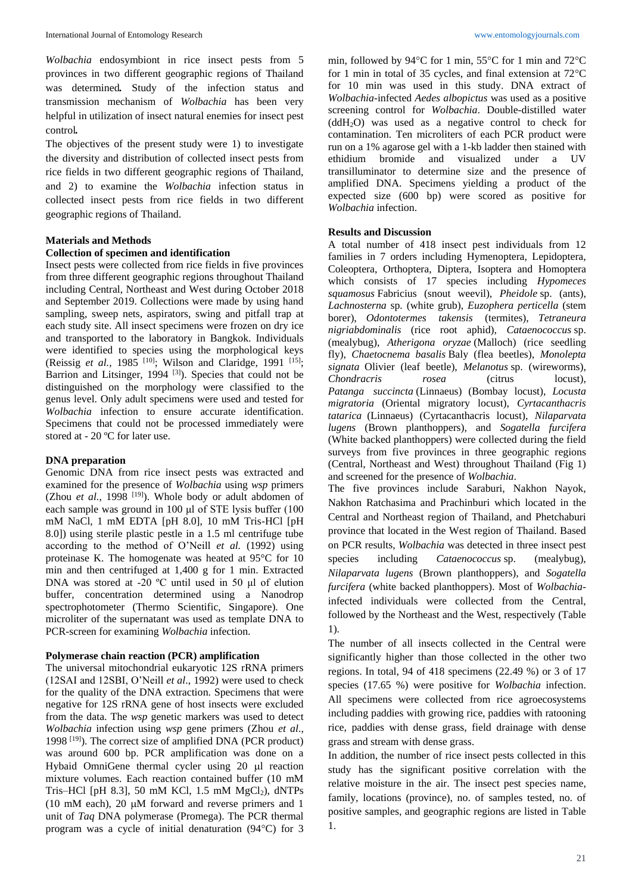*Wolbachia* endosymbiont in rice insect pests from 5 provinces in two different geographic regions of Thailand was determined**.** Study of the infection status and transmission mechanism of *Wolbachia* has been very helpful in utilization of insect natural enemies for insect pest control**.**

The objectives of the present study were 1) to investigate the diversity and distribution of collected insect pests from rice fields in two different geographic regions of Thailand, and 2) to examine the *Wolbachia* infection status in collected insect pests from rice fields in two different geographic regions of Thailand.

## Materials and Methods

### Collection of specimen and identification

Insect pests were collected from rice fields in five provinces from three different geographic regions throughout Thailand including Central, Northeast and West during October 2018 and September 2019. Collections were made by using hand sampling, sweep nets, aspirators, swing and pitfall trap at each study site. All insect specimens were frozen on dry ice and transported to the laboratory in Bangkok. Individuals were identified to species using the morphological keys (Reissig *et al.,* 1985 [10]; Wilson and Claridge, 1991 [15]; Barrion and Litsinger, 1994 [3]). Species that could not be distinguished on the morphology were classified to the genus level. Only adult specimens were used and tested for *Wolbachia* infection to ensure accurate identification. Specimens that could not be processed immediately were stored at - 20 ºC for later use.

### DNA preparation

Genomic DNA from rice insect pests was extracted and examined for the presence of *Wolbachia* using *wsp* primers (Zhou *et al.,* 1998 [19]). Whole body or adult abdomen of each sample was ground in 100 μl of STE lysis buffer (100 mM NaCl, 1 mM EMTA [pH 8.0], 10 mM Tris-HCl [pH 8.0]) using sterile plastic pestle in a 1.5 ml centrifuge tube according to the method of O'Neill *et al.* (1992) using proteinase K. The homogenate was heated at 95°C for 10 min and then centrifuged at 1,400 g for 1 min. Extracted DNA was stored at -20 ºC until used in 50 μl of elution buffer, concentration determined using a Nanodrop spectrophotometer (Thermo Scientific, Singapore). One microliter of the supernatant was used as template DNA to PCR-screen for examining *Wolbachia* infection.

### Polymerase chain reaction (PCR) amplification

The universal mitochondrial eukaryotic 12S rRNA primers (12SAI and 12SBI, O'Neill *et al*., 1992) were used to check for the quality of the DNA extraction. Specimens that were negative for 12S rRNA gene of host insects were excluded from the data. The *wsp* genetic markers was used to detect *Wolbachia* infection using *wsp* gene primers (Zhou *et al*., 1998 [19]). The correct size of amplified DNA (PCR product) was around 600 bp. PCR amplification was done on a Hybaid OmniGene thermal cycler using 20 μl reaction mixture volumes. Each reaction contained buffer (10 mM Tris–HCl [pH 8.3], 50 mM KCl, 1.5 mM $MgCl_2$), dNTPs (10 mM each), 20 μM forward and reverse primers and 1 unit of *Taq* DNA polymerase (Promega). The PCR thermal program was a cycle of initial denaturation (94°C) for 3 min, followed by 94°C for 1 min, 55°C for 1 min and 72°C for 1 min in total of 35 cycles, and final extension at 72°C for 10 min was used in this study. DNA extract of *Wolbachia*-infected *Aedes albopictus* was used as a positive screening control for *Wolbachia*. Double-distilled water ($ddH_2O$) was used as a negative control to check for contamination. Ten microliters of each PCR product were run on a 1% agarose gel with a 1-kb ladder then stained with ethidium bromide and visualized under a UV transilluminator to determine size and the presence of amplified DNA. Specimens yielding a product of the expected size (600 bp) were scored as positive for *Wolbachia* infection.

## Results and Discussion

A total number of 418 insect pest individuals from 12 families in 7 orders including Hymenoptera, Lepidoptera, Coleoptera, Orthoptera, Diptera, Isoptera and Homoptera which consists of 17 species including *Hypomeces squamosus* Fabricius (snout weevil), *Pheidole* sp. (ants), *Lachnosterna* sp. (white grub), *Euzophera perticella* (stem borer), *Odontotermes takensis* (termites), *Tetraneura nigriabdominalis* (rice root aphid), *Cataenococcus* sp. (mealybug), *Atherigona oryzae* (Malloch) (rice seedling fly), *Chaetocnema basalis* Baly (flea beetles), *Monolepta signata* Olivier (leaf beetle), *Melanotus* sp. (wireworms), *Chondracris rosea* (citrus locust), *Patanga succincta* (Linnaeus) (Bombay locust), *Locusta migratoria* (Oriental migratory locust), *Cyrtacanthacris tatarica* (Linnaeus) (Cyrtacanthacris locust), *Nilaparvata lugens* (Brown planthoppers), and *Sogatella furcifera* (White backed planthoppers) were collected during the field surveys from five provinces in three geographic regions (Central, Northeast and West) throughout Thailand (Fig 1) and screened for the presence of *Wolbachia*.

The five provinces include Saraburi, Nakhon Nayok, Nakhon Ratchasima and Prachinburi which located in the Central and Northeast region of Thailand, and Phetchaburi province that located in the West region of Thailand. Based on PCR results, *Wolbachia* was detected in three insect pest species including *Cataenococcus* sp. (mealybug), *Nilaparvata lugens* (Brown planthoppers), and *Sogatella furcifera* (white backed planthoppers). Most of *Wolbachia*-infected individuals were collected from the Central, followed by the Northeast and the West, respectively (Table 1).

The number of all insects collected in the Central were significantly higher than those collected in the other two regions. In total, 94 of 418 specimens (22.49 %) or 3 of 17 species (17.65 %) were positive for *Wolbachia* infection. All specimens were collected from rice agroecosystems including paddies with growing rice, paddies with ratooning rice, paddies with dense grass, field drainage with dense grass and stream with dense grass.

In addition, the number of rice insect pests collected in this study has the significant positive correlation with the relative moisture in the air. The insect pest species name, family, locations (province), no. of samples tested, no. of positive samples, and geographic regions are listed in Table 1.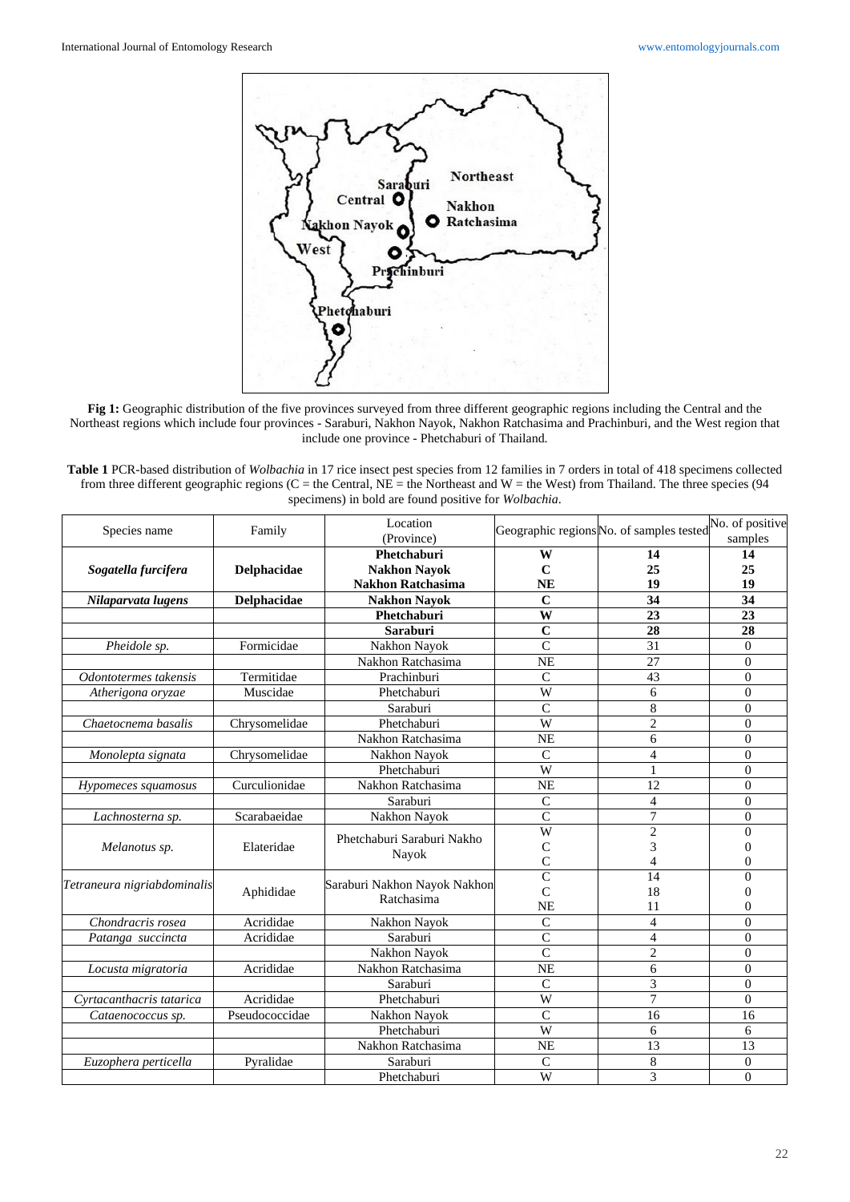**Fig 1:** Geographic distribution of the five provinces surveyed from three different geographic regions including the Central and the Northeast regions which include four provinces - Saraburi, Nakhon Nayok, Nakhon Ratchasima and Prachinburi, and the West region that include one province - Phetchaburi of Thailand.

**Table 1** PCR-based distribution of *Wolbachia* in 17 rice insect pest species from 12 families in 7 orders in total of 418 specimens collected from three different geographic regions (C = the Central, NE = the Northeast and W = the West) from Thailand. The three species (94 specimens) in bold are found positive for *Wolbachia*.

| Species name | Family | Location (Province) | Geographic regions | No. of samples tested | No. of positive samples |
|---|---|---|---|---|---|
| ***Sogatella furcifera*** | **Delphacidae** | **Phetchaburi** | **W** | **14** | **14** |
| | | **Nakhon Nayok** | **C** | **25** | **25** |
| | | **Nakhon Ratchasima** | **NE** | **19** | **19** |
| ***Nilaparvata lugens*** | **Delphacidae** | **Nakhon Nayok** | **C** | **34** | **34** |
| | | **Phetchaburi** | **W** | **23** | **23** |
| | | **Saraburi** | **C** | **28** | **28** |
| *Pheidole sp.* | Formicidae | Nakhon Nayok | C | 31 | 0 |
| | | Nakhon Ratchasima | NE | 27 | 0 |
| *Odontotermes takensis* | Termitidae | Prachinburi | C | 43 | 0 |
| *Atherigona oryzae* | Muscidae | Phetchaburi | W | 6 | 0 |
| | | Saraburi | C | 8 | 0 |
| *Chaetocnema basalis* | Chrysomelidae | Phetchaburi | W | 2 | 0 |
| | | Nakhon Ratchasima | NE | 6 | 0 |
| *Monolepta signata* | Chrysomelidae | Nakhon Nayok | C | 4 | 0 |
| | | Phetchaburi | W | 1 | 0 |
| *Hypomeces squamosus* | Curculionidae | Nakhon Ratchasima | NE | 12 | 0 |
| | | Saraburi | C | 4 | 0 |
| *Lachnosterna sp.* | Scarabaeidae | Nakhon Nayok | C | 7 | 0 |
| *Melanotus sp.* | Elateridae | Phetchaburi Saraburi Nakho Nayok | W<br>C<br>C | 2<br>3<br>4 | 0<br>0<br>0 |
| *Tetraneura nigriabdominalis* | Aphididae | Saraburi Nakhon Nayok Nakhon Ratchasima | C<br>C<br>NE | 14<br>18<br>11 | 0<br>0<br>0 |
| *Chondracris rosea* | Acrididae | Nakhon Nayok | C | 4 | 0 |
| *Patanga succincta* | Acrididae | Saraburi | C | 4 | 0 |
| | | Nakhon Nayok | C | 2 | 0 |
| *Locusta migratoria* | Acrididae | Nakhon Ratchasima | NE | 6 | 0 |
| | | Saraburi | C | 3 | 0 |
| *Cyrtacanthacris tatarica* | Acrididae | Phetchaburi | W | 7 | 0 |
| *Cataenococcus sp.* | Pseudococcidae | Nakhon Nayok | C | 16 | 16 |
| | | Phetchaburi | W | 6 | 6 |
| | | Nakhon Ratchasima | NE | 13 | 13 |
| *Euzophera perticella* | Pyralidae | Saraburi | C | 8 | 0 |
| | | Phetchaburi | W | 3 | 0 |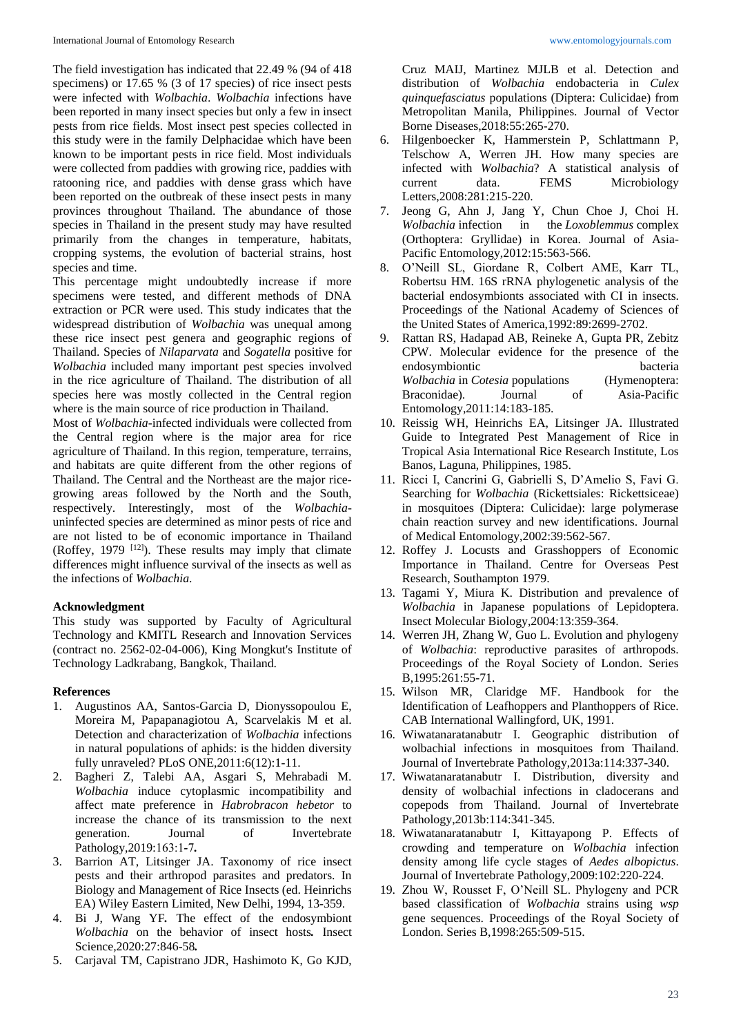The field investigation has indicated that 22.49 % (94 of 418 specimens) or 17.65 % (3 of 17 species) of rice insect pests were infected with *Wolbachia*. *Wolbachia* infections have been reported in many insect species but only a few in insect pests from rice fields. Most insect pest species collected in this study were in the family Delphacidae which have been known to be important pests in rice field. Most individuals were collected from paddies with growing rice, paddies with ratooning rice, and paddies with dense grass which have been reported on the outbreak of these insect pests in many provinces throughout Thailand. The abundance of those species in Thailand in the present study may have resulted primarily from the changes in temperature, habitats, cropping systems, the evolution of bacterial strains, host species and time.

This percentage might undoubtedly increase if more specimens were tested, and different methods of DNA extraction or PCR were used. This study indicates that the widespread distribution of *Wolbachia* was unequal among these rice insect pest genera and geographic regions of Thailand. Species of *Nilaparvata* and *Sogatella* positive for *Wolbachia* included many important pest species involved in the rice agriculture of Thailand. The distribution of all species here was mostly collected in the Central region where is the main source of rice production in Thailand.

Most of *Wolbachia*-infected individuals were collected from the Central region where is the major area for rice agriculture of Thailand. In this region, temperature, terrains, and habitats are quite different from the other regions of Thailand. The Central and the Northeast are the major rice-growing areas followed by the North and the South, respectively. Interestingly, most of the *Wolbachia*-uninfected species are determined as minor pests of rice and are not listed to be of economic importance in Thailand (Roffey, 1979 [12]). These results may imply that climate differences might influence survival of the insects as well as the infections of *Wolbachia*.

## Acknowledgment

This study was supported by Faculty of Agricultural Technology and KMITL Research and Innovation Services (contract no. 2562-02-04-006), King Mongkut's Institute of Technology Ladkrabang, Bangkok, Thailand.

## References

1. Augustinos AA, Santos-Garcia D, Dionyssopoulou E, Moreira M, Papapanagiotou A, Scarvelakis M et al. Detection and characterization of *Wolbachia* infections in natural populations of aphids: is the hidden diversity fully unraveled? PLoS ONE,2011:6(12):1-11.
2. Bagheri Z, Talebi AA, Asgari S, Mehrabadi M. *Wolbachia* induce cytoplasmic incompatibility and affect mate preference in *Habrobracon hebetor* to increase the chance of its transmission to the next generation. Journal of Invertebrate Pathology,2019:163:1-7**.**
3. Barrion AT, Litsinger JA. Taxonomy of rice insect pests and their arthropod parasites and predators. In Biology and Management of Rice Insects (ed. Heinrichs EA) Wiley Eastern Limited, New Delhi, 1994, 13-359.
4. Bi J, Wang YF**.** The effect of the endosymbiont *Wolbachia* on the behavior of insect hosts**.** Insect Science,2020:27:846-58**.**
5. Carjaval TM, Capistrano JDR, Hashimoto K, Go KJD, Cruz MAIJ, Martinez MJLB et al. Detection and distribution of *Wolbachia* endobacteria in *Culex quinquefasciatus* populations (Diptera: Culicidae) from Metropolitan Manila, Philippines. Journal of Vector Borne Diseases,2018:55:265-270.
6. Hilgenboecker K, Hammerstein P, Schlattmann P, Telschow A, Werren JH. How many species are infected with *Wolbachia*? A statistical analysis of current data. FEMS Microbiology Letters,2008:281:215-220.
7. Jeong G, Ahn J, Jang Y, Chun Choe J, Choi H. *Wolbachia* infection in the *Loxoblemmus* complex (Orthoptera: Gryllidae) in Korea. Journal of Asia-Pacific Entomology,2012:15:563-566.
8. O'Neill SL, Giordane R, Colbert AME, Karr TL, Robertsu HM. 16S rRNA phylogenetic analysis of the bacterial endosymbionts associated with CI in insects. Proceedings of the National Academy of Sciences of the United States of America,1992:89:2699-2702.
9. Rattan RS, Hadapad AB, Reineke A, Gupta PR, Zebitz CPW. Molecular evidence for the presence of the endosymbiontic bacteria *Wolbachia* in *Cotesia* populations (Hymenoptera: Braconidae). Journal of Asia-Pacific Entomology,2011:14:183-185.
10. Reissig WH, Heinrichs EA, Litsinger JA. Illustrated Guide to Integrated Pest Management of Rice in Tropical Asia International Rice Research Institute, Los Banos, Laguna, Philippines, 1985.
11. Ricci I, Cancrini G, Gabrielli S, D'Amelio S, Favi G. Searching for *Wolbachia* (Rickettsiales: Rickettsiceae) in mosquitoes (Diptera: Culicidae): large polymerase chain reaction survey and new identifications. Journal of Medical Entomology,2002:39:562-567.
12. Roffey J. Locusts and Grasshoppers of Economic Importance in Thailand. Centre for Overseas Pest Research, Southampton 1979.
13. Tagami Y, Miura K. Distribution and prevalence of *Wolbachia* in Japanese populations of Lepidoptera. Insect Molecular Biology,2004:13:359-364.
14. Werren JH, Zhang W, Guo L. Evolution and phylogeny of *Wolbachia*: reproductive parasites of arthropods. Proceedings of the Royal Society of London. Series B,1995:261:55-71.
15. Wilson MR, Claridge MF. Handbook for the Identification of Leafhoppers and Planthoppers of Rice. CAB International Wallingford, UK, 1991.
16. Wiwatanaratanabutr I. Geographic distribution of wolbachial infections in mosquitoes from Thailand. Journal of Invertebrate Pathology,2013a:114:337-340.
17. Wiwatanaratanabutr I. Distribution, diversity and density of wolbachial infections in cladocerans and copepods from Thailand. Journal of Invertebrate Pathology,2013b:114:341-345.
18. Wiwatanaratanabutr I, Kittayapong P. Effects of crowding and temperature on *Wolbachia* infection density among life cycle stages of *Aedes albopictus*. Journal of Invertebrate Pathology,2009:102:220-224.
19. Zhou W, Rousset F, O'Neill SL. Phylogeny and PCR based classification of *Wolbachia* strains using *wsp* gene sequences. Proceedings of the Royal Society of London. Series B,1998:265:509-515.